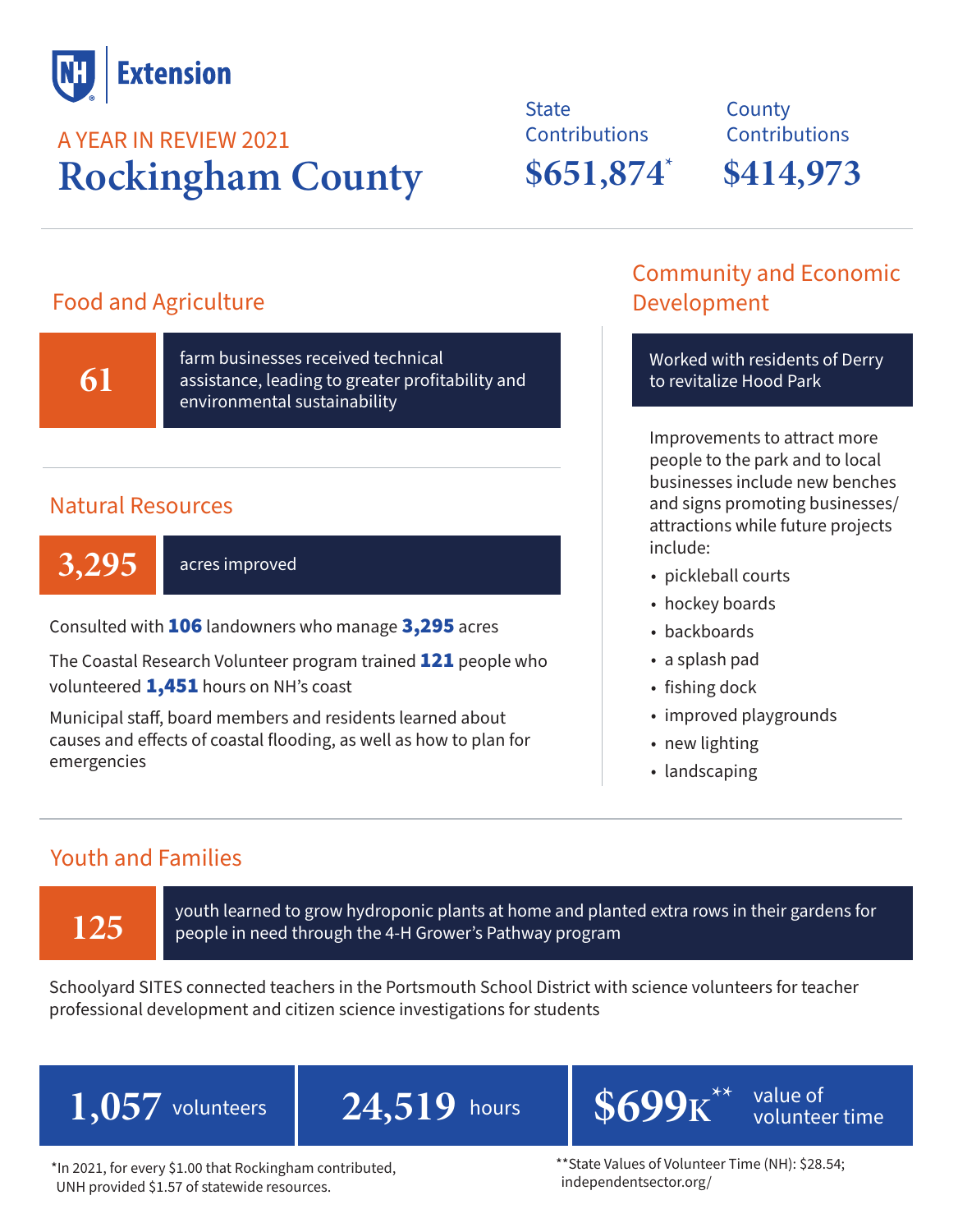Extension

A YEAR IN REVIEW 2021

# Rockingham County

State Contributions
**$651,874***

County Contributions
**$414,973**

## Food and Agriculture

**61** farm businesses received technical assistance, leading to greater profitability and environmental sustainability

## Natural Resources

**3,295** acres improved

Consulted with **106** landowners who manage **3,295** acres

The Coastal Research Volunteer program trained **121** people who volunteered **1,451** hours on NH's coast

Municipal staff, board members and residents learned about causes and effects of coastal flooding, as well as how to plan for emergencies

## Community and Economic Development

Worked with residents of Derry to revitalize Hood Park

Improvements to attract more people to the park and to local businesses include new benches and signs promoting businesses/attractions while future projects include:

- pickleball courts
- hockey boards
- backboards
- a splash pad
- fishing dock
- improved playgrounds
- new lighting
- landscaping

## Youth and Families

**125** youth learned to grow hydroponic plants at home and planted extra rows in their gardens for people in need through the 4-H Grower's Pathway program

Schoolyard SITES connected teachers in the Portsmouth School District with science volunteers for teacher professional development and citizen science investigations for students

**1,057** volunteers

**24,519** hours

**$699K**** value of volunteer time

*In 2021, for every $1.00 that Rockingham contributed, UNH provided $1.57 of statewide resources.

**State Values of Volunteer Time (NH): $28.54; independentsector.org/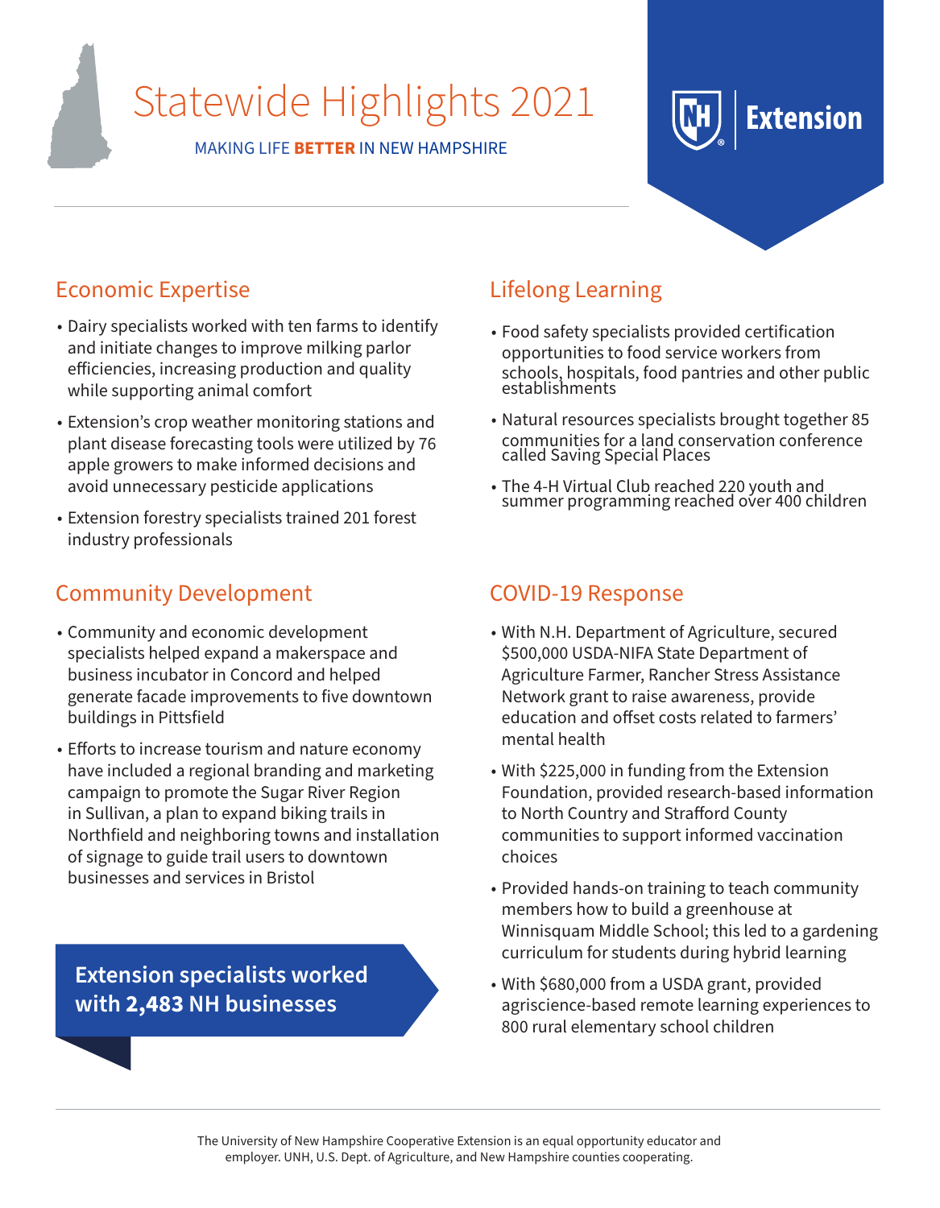# Statewide Highlights 2021

MAKING LIFE **BETTER** IN NEW HAMPSHIRE

UNH Extension

## Economic Expertise

- Dairy specialists worked with ten farms to identify and initiate changes to improve milking parlor efficiencies, increasing production and quality while supporting animal comfort
- Extension's crop weather monitoring stations and plant disease forecasting tools were utilized by 76 apple growers to make informed decisions and avoid unnecessary pesticide applications
- Extension forestry specialists trained 201 forest industry professionals

## Community Development

- Community and economic development specialists helped expand a makerspace and business incubator in Concord and helped generate facade improvements to five downtown buildings in Pittsfield
- Efforts to increase tourism and nature economy have included a regional branding and marketing campaign to promote the Sugar River Region in Sullivan, a plan to expand biking trails in Northfield and neighboring towns and installation of signage to guide trail users to downtown businesses and services in Bristol

**Extension specialists worked with 2,483 NH businesses**

## Lifelong Learning

- Food safety specialists provided certification opportunities to food service workers from schools, hospitals, food pantries and other public establishments
- Natural resources specialists brought together 85 communities for a land conservation conference called Saving Special Places
- The 4-H Virtual Club reached 220 youth and summer programming reached over 400 children

## COVID-19 Response

- With N.H. Department of Agriculture, secured $500,000 USDA-NIFA State Department of Agriculture Farmer, Rancher Stress Assistance Network grant to raise awareness, provide education and offset costs related to farmers' mental health
- With $225,000 in funding from the Extension Foundation, provided research-based information to North Country and Strafford County communities to support informed vaccination choices
- Provided hands-on training to teach community members how to build a greenhouse at Winnisquam Middle School; this led to a gardening curriculum for students during hybrid learning
- With $680,000 from a USDA grant, provided agriscience-based remote learning experiences to 800 rural elementary school children

The University of New Hampshire Cooperative Extension is an equal opportunity educator and employer. UNH, U.S. Dept. of Agriculture, and New Hampshire counties cooperating.